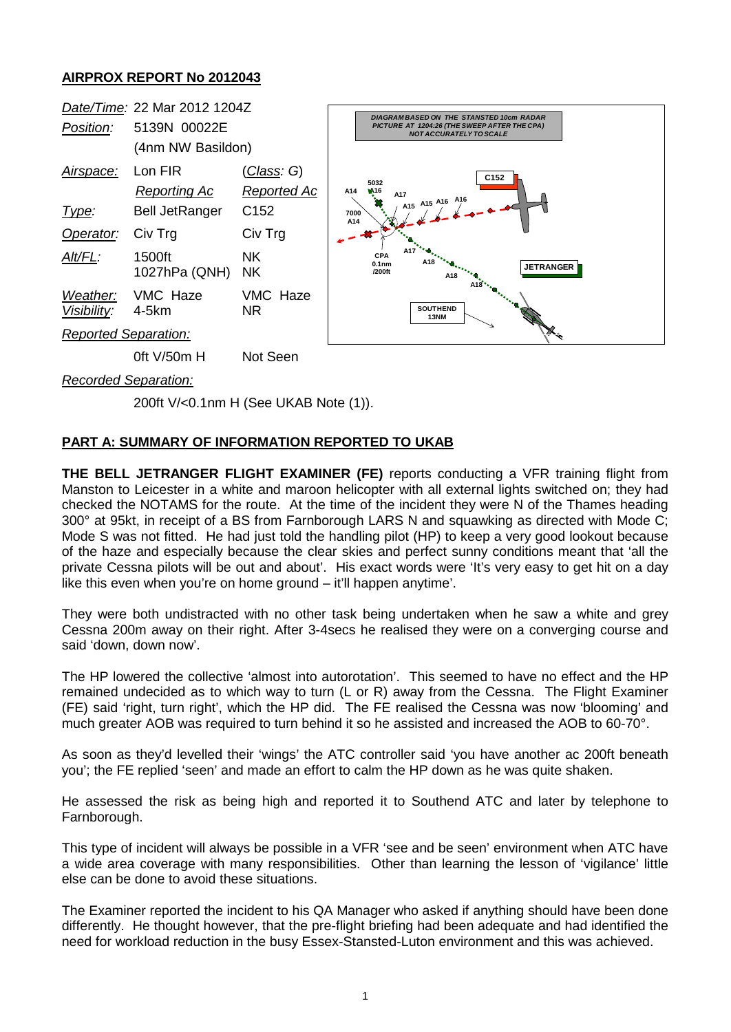## AIRPROX REPORT No 2012043

| | | |
|---|---|---|
| *Date/Time:* | 22 Mar 2012 1204Z | |
| *Position:* | 5139N 00022E (4nm NW Basildon) | |
| *Airspace:* | Lon FIR | (*Class*: G) |
| | *Reporting Ac* | *Reported Ac* |
| *Type:* | Bell JetRanger | C152 |
| *Operator:* | Civ Trg | Civ Trg |
| *Alt/FL:* | 1500ft 1027hPa (QNH) | NK NK |
| *Weather:* *Visibility:* | VMC Haze 4-5km | VMC Haze NR |
| *Reported Separation:* | | |
| | 0ft V/50m H | Not Seen |
| *Recorded Separation:* | | |
| | 200ft V/<0.1nm H (See UKAB Note (1)). | |

DIAGRAM BASED ON THE STANSTED 10cm RADAR PICTURE AT 1204:26 (THE SWEEP AFTER THE CPA) NOT ACCURATELY TO SCALE

### PART A: SUMMARY OF INFORMATION REPORTED TO UKAB

**THE BELL JETRANGER FLIGHT EXAMINER (FE)** reports conducting a VFR training flight from Manston to Leicester in a white and maroon helicopter with all external lights switched on; they had checked the NOTAMS for the route. At the time of the incident they were N of the Thames heading 300° at 95kt, in receipt of a BS from Farnborough LARS N and squawking as directed with Mode C; Mode S was not fitted. He had just told the handling pilot (HP) to keep a very good lookout because of the haze and especially because the clear skies and perfect sunny conditions meant that 'all the private Cessna pilots will be out and about'. His exact words were 'It's very easy to get hit on a day like this even when you're on home ground – it'll happen anytime'.

They were both undistracted with no other task being undertaken when he saw a white and grey Cessna 200m away on their right. After 3-4secs he realised they were on a converging course and said 'down, down now'.

The HP lowered the collective 'almost into autorotation'. This seemed to have no effect and the HP remained undecided as to which way to turn (L or R) away from the Cessna. The Flight Examiner (FE) said 'right, turn right', which the HP did. The FE realised the Cessna was now 'blooming' and much greater AOB was required to turn behind it so he assisted and increased the AOB to 60-70°.

As soon as they'd levelled their 'wings' the ATC controller said 'you have another ac 200ft beneath you'; the FE replied 'seen' and made an effort to calm the HP down as he was quite shaken.

He assessed the risk as being high and reported it to Southend ATC and later by telephone to Farnborough.

This type of incident will always be possible in a VFR 'see and be seen' environment when ATC have a wide area coverage with many responsibilities. Other than learning the lesson of 'vigilance' little else can be done to avoid these situations.

The Examiner reported the incident to his QA Manager who asked if anything should have been done differently. He thought however, that the pre-flight briefing had been adequate and had identified the need for workload reduction in the busy Essex-Stansted-Luton environment and this was achieved.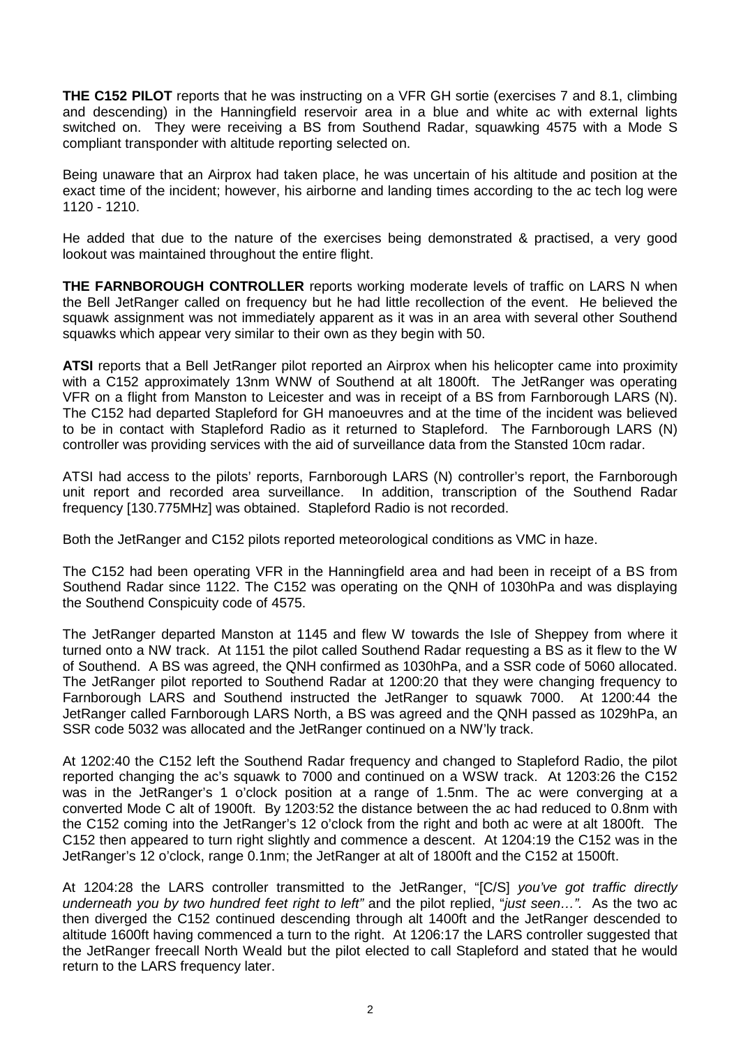**THE C152 PILOT** reports that he was instructing on a VFR GH sortie (exercises 7 and 8.1, climbing and descending) in the Hanningfield reservoir area in a blue and white ac with external lights switched on. They were receiving a BS from Southend Radar, squawking 4575 with a Mode S compliant transponder with altitude reporting selected on.

Being unaware that an Airprox had taken place, he was uncertain of his altitude and position at the exact time of the incident; however, his airborne and landing times according to the ac tech log were 1120 - 1210.

He added that due to the nature of the exercises being demonstrated & practised, a very good lookout was maintained throughout the entire flight.

**THE FARNBOROUGH CONTROLLER** reports working moderate levels of traffic on LARS N when the Bell JetRanger called on frequency but he had little recollection of the event. He believed the squawk assignment was not immediately apparent as it was in an area with several other Southend squawks which appear very similar to their own as they begin with 50.

**ATSI** reports that a Bell JetRanger pilot reported an Airprox when his helicopter came into proximity with a C152 approximately 13nm WNW of Southend at alt 1800ft. The JetRanger was operating VFR on a flight from Manston to Leicester and was in receipt of a BS from Farnborough LARS (N). The C152 had departed Stapleford for GH manoeuvres and at the time of the incident was believed to be in contact with Stapleford Radio as it returned to Stapleford. The Farnborough LARS (N) controller was providing services with the aid of surveillance data from the Stansted 10cm radar.

ATSI had access to the pilots' reports, Farnborough LARS (N) controller's report, the Farnborough unit report and recorded area surveillance. In addition, transcription of the Southend Radar frequency [130.775MHz] was obtained. Stapleford Radio is not recorded.

Both the JetRanger and C152 pilots reported meteorological conditions as VMC in haze.

The C152 had been operating VFR in the Hanningfield area and had been in receipt of a BS from Southend Radar since 1122. The C152 was operating on the QNH of 1030hPa and was displaying the Southend Conspicuity code of 4575.

The JetRanger departed Manston at 1145 and flew W towards the Isle of Sheppey from where it turned onto a NW track. At 1151 the pilot called Southend Radar requesting a BS as it flew to the W of Southend. A BS was agreed, the QNH confirmed as 1030hPa, and a SSR code of 5060 allocated. The JetRanger pilot reported to Southend Radar at 1200:20 that they were changing frequency to Farnborough LARS and Southend instructed the JetRanger to squawk 7000. At 1200:44 the JetRanger called Farnborough LARS North, a BS was agreed and the QNH passed as 1029hPa, an SSR code 5032 was allocated and the JetRanger continued on a NW'ly track.

At 1202:40 the C152 left the Southend Radar frequency and changed to Stapleford Radio, the pilot reported changing the ac's squawk to 7000 and continued on a WSW track. At 1203:26 the C152 was in the JetRanger's 1 o'clock position at a range of 1.5nm. The ac were converging at a converted Mode C alt of 1900ft. By 1203:52 the distance between the ac had reduced to 0.8nm with the C152 coming into the JetRanger's 12 o'clock from the right and both ac were at alt 1800ft. The C152 then appeared to turn right slightly and commence a descent. At 1204:19 the C152 was in the JetRanger's 12 o'clock, range 0.1nm; the JetRanger at alt of 1800ft and the C152 at 1500ft.

At 1204:28 the LARS controller transmitted to the JetRanger, "[C/S] *you've got traffic directly underneath you by two hundred feet right to left"* and the pilot replied, "*just seen…"*. As the two ac then diverged the C152 continued descending through alt 1400ft and the JetRanger descended to altitude 1600ft having commenced a turn to the right. At 1206:17 the LARS controller suggested that the JetRanger freecall North Weald but the pilot elected to call Stapleford and stated that he would return to the LARS frequency later.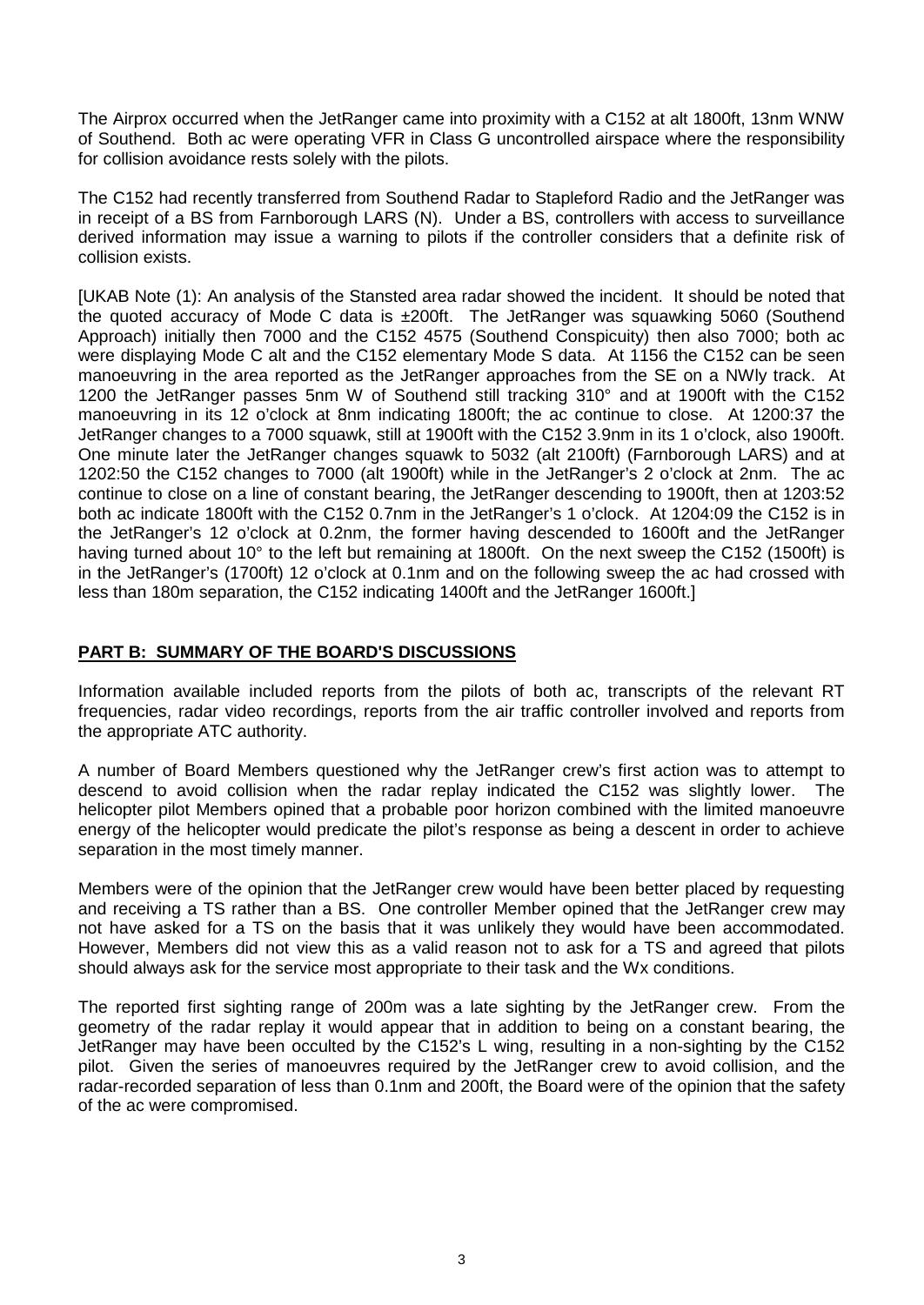The Airprox occurred when the JetRanger came into proximity with a C152 at alt 1800ft, 13nm WNW of Southend. Both ac were operating VFR in Class G uncontrolled airspace where the responsibility for collision avoidance rests solely with the pilots.

The C152 had recently transferred from Southend Radar to Stapleford Radio and the JetRanger was in receipt of a BS from Farnborough LARS (N). Under a BS, controllers with access to surveillance derived information may issue a warning to pilots if the controller considers that a definite risk of collision exists.

[UKAB Note (1): An analysis of the Stansted area radar showed the incident. It should be noted that the quoted accuracy of Mode C data is ±200ft. The JetRanger was squawking 5060 (Southend Approach) initially then 7000 and the C152 4575 (Southend Conspicuity) then also 7000; both ac were displaying Mode C alt and the C152 elementary Mode S data. At 1156 the C152 can be seen manoeuvring in the area reported as the JetRanger approaches from the SE on a NWly track. At 1200 the JetRanger passes 5nm W of Southend still tracking 310° and at 1900ft with the C152 manoeuvring in its 12 o'clock at 8nm indicating 1800ft; the ac continue to close. At 1200:37 the JetRanger changes to a 7000 squawk, still at 1900ft with the C152 3.9nm in its 1 o'clock, also 1900ft. One minute later the JetRanger changes squawk to 5032 (alt 2100ft) (Farnborough LARS) and at 1202:50 the C152 changes to 7000 (alt 1900ft) while in the JetRanger's 2 o'clock at 2nm. The ac continue to close on a line of constant bearing, the JetRanger descending to 1900ft, then at 1203:52 both ac indicate 1800ft with the C152 0.7nm in the JetRanger's 1 o'clock. At 1204:09 the C152 is in the JetRanger's 12 o'clock at 0.2nm, the former having descended to 1600ft and the JetRanger having turned about 10° to the left but remaining at 1800ft. On the next sweep the C152 (1500ft) is in the JetRanger's (1700ft) 12 o'clock at 0.1nm and on the following sweep the ac had crossed with less than 180m separation, the C152 indicating 1400ft and the JetRanger 1600ft.]

## PART B: SUMMARY OF THE BOARD'S DISCUSSIONS

Information available included reports from the pilots of both ac, transcripts of the relevant RT frequencies, radar video recordings, reports from the air traffic controller involved and reports from the appropriate ATC authority.

A number of Board Members questioned why the JetRanger crew's first action was to attempt to descend to avoid collision when the radar replay indicated the C152 was slightly lower. The helicopter pilot Members opined that a probable poor horizon combined with the limited manoeuvre energy of the helicopter would predicate the pilot's response as being a descent in order to achieve separation in the most timely manner.

Members were of the opinion that the JetRanger crew would have been better placed by requesting and receiving a TS rather than a BS. One controller Member opined that the JetRanger crew may not have asked for a TS on the basis that it was unlikely they would have been accommodated. However, Members did not view this as a valid reason not to ask for a TS and agreed that pilots should always ask for the service most appropriate to their task and the Wx conditions.

The reported first sighting range of 200m was a late sighting by the JetRanger crew. From the geometry of the radar replay it would appear that in addition to being on a constant bearing, the JetRanger may have been occulted by the C152's L wing, resulting in a non-sighting by the C152 pilot. Given the series of manoeuvres required by the JetRanger crew to avoid collision, and the radar-recorded separation of less than 0.1nm and 200ft, the Board were of the opinion that the safety of the ac were compromised.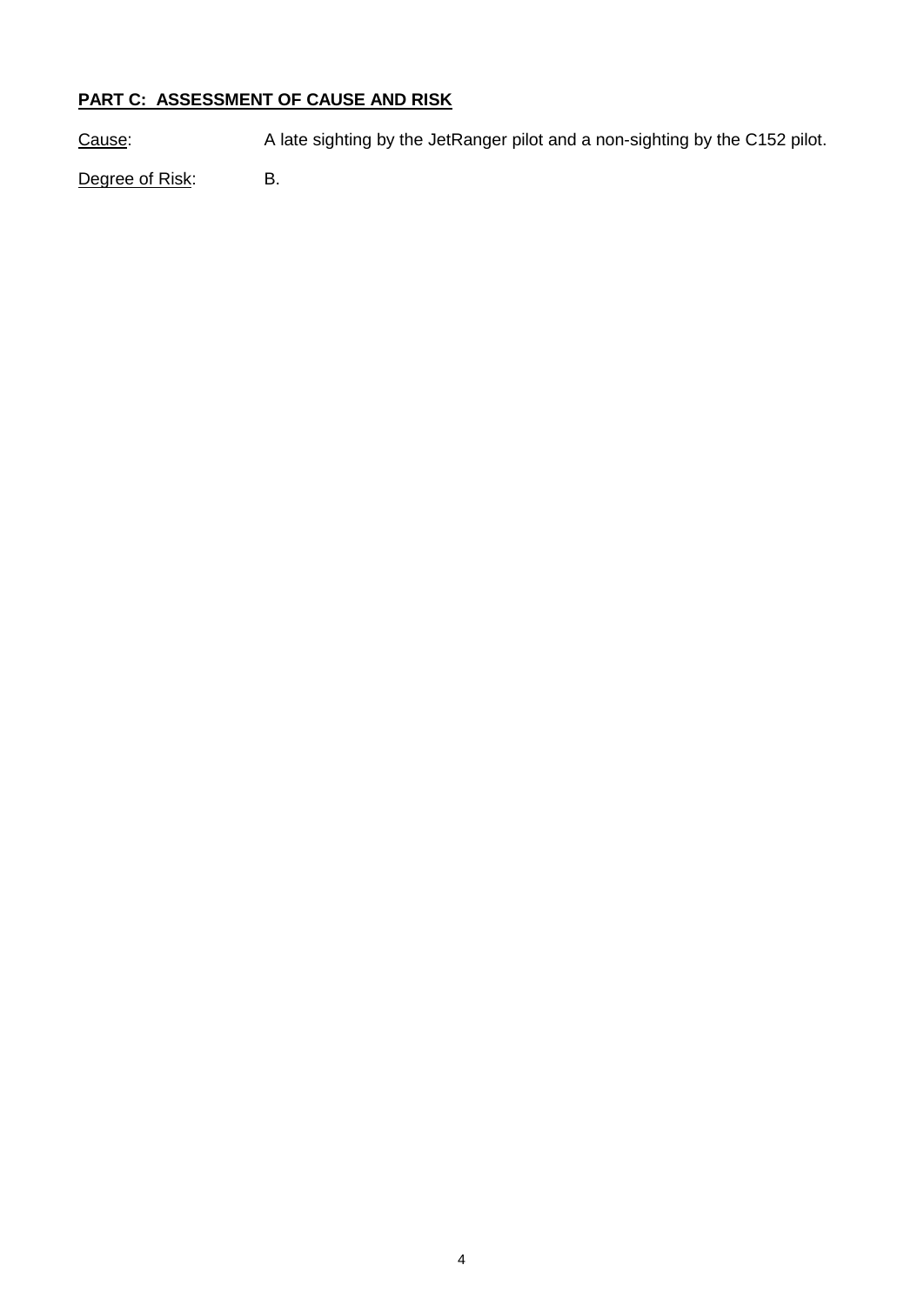**PART C: ASSESSMENT OF CAUSE AND RISK**

Cause: A late sighting by the JetRanger pilot and a non-sighting by the C152 pilot.

Degree of Risk: B.